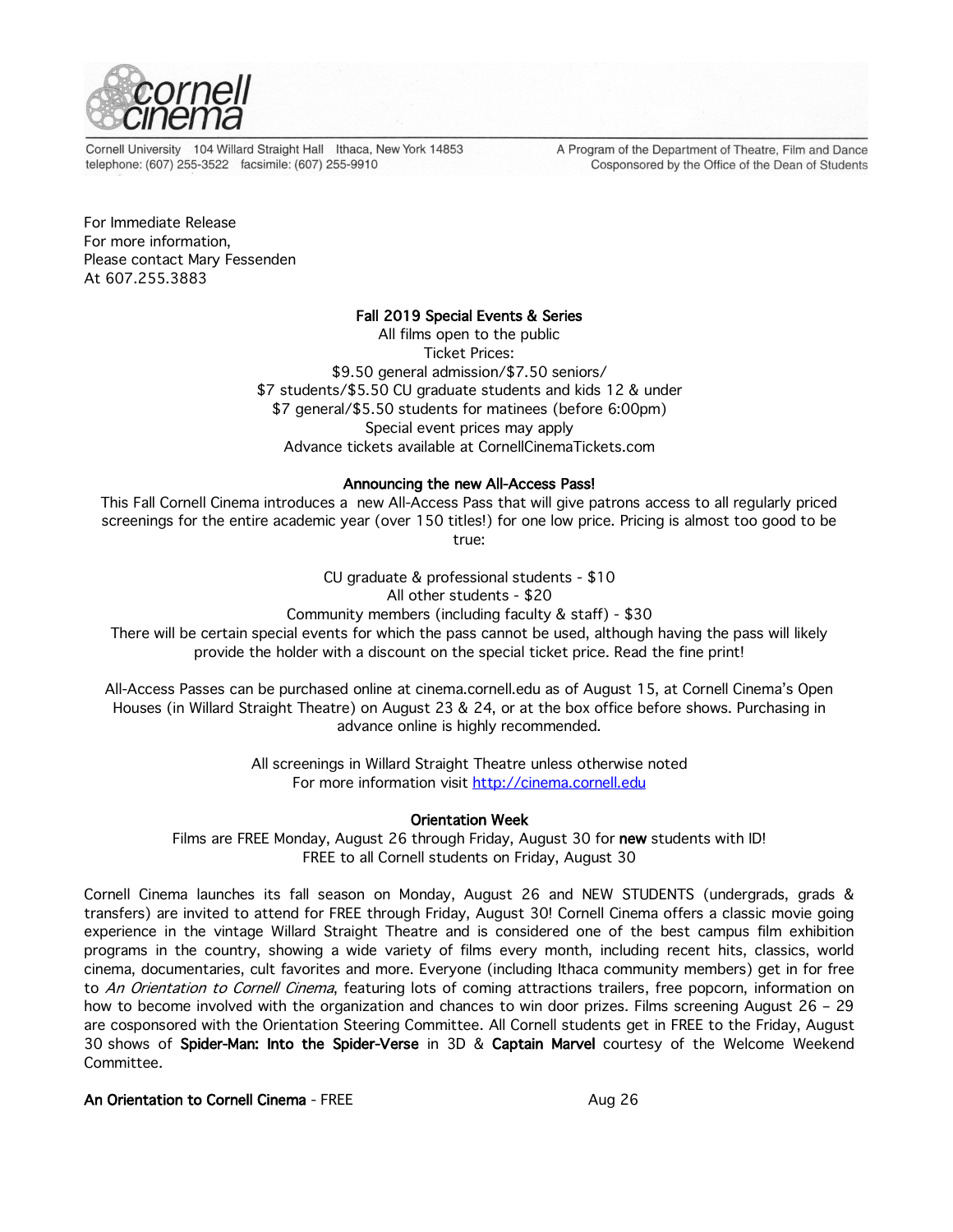cornell cinema

Cornell University 104 Willard Straight Hall Ithaca, New York 14853
telephone: (607) 255-3522 facsimile: (607) 255-9910

A Program of the Department of Theatre, Film and Dance
Cosponsored by the Office of the Dean of Students

For Immediate Release
For more information,
Please contact Mary Fessenden
At 607.255.3883

**Fall 2019 Special Events & Series**

All films open to the public
Ticket Prices:
$9.50 general admission/$7.50 seniors/
$7 students/$5.50 CU graduate students and kids 12 & under
$7 general/$5.50 students for matinees (before 6:00pm)
Special event prices may apply
Advance tickets available at CornellCinemaTickets.com

**Announcing the new All-Access Pass!**

This Fall Cornell Cinema introduces a new All-Access Pass that will give patrons access to all regularly priced screenings for the entire academic year (over 150 titles!) for one low price. Pricing is almost too good to be true:

CU graduate & professional students - $10
All other students - $20
Community members (including faculty & staff) - $30

There will be certain special events for which the pass cannot be used, although having the pass will likely provide the holder with a discount on the special ticket price. Read the fine print!

All-Access Passes can be purchased online at cinema.cornell.edu as of August 15, at Cornell Cinema's Open Houses (in Willard Straight Theatre) on August 23 & 24, or at the box office before shows. Purchasing in advance online is highly recommended.

All screenings in Willard Straight Theatre unless otherwise noted
For more information visit http://cinema.cornell.edu

**Orientation Week**

Films are FREE Monday, August 26 through Friday, August 30 for **new** students with ID!
FREE to all Cornell students on Friday, August 30

Cornell Cinema launches its fall season on Monday, August 26 and NEW STUDENTS (undergrads, grads & transfers) are invited to attend for FREE through Friday, August 30! Cornell Cinema offers a classic movie going experience in the vintage Willard Straight Theatre and is considered one of the best campus film exhibition programs in the country, showing a wide variety of films every month, including recent hits, classics, world cinema, documentaries, cult favorites and more. Everyone (including Ithaca community members) get in for free to *An Orientation to Cornell Cinema*, featuring lots of coming attractions trailers, free popcorn, information on how to become involved with the organization and chances to win door prizes. Films screening August 26 – 29 are cosponsored with the Orientation Steering Committee. All Cornell students get in FREE to the Friday, August 30 shows of **Spider-Man: Into the Spider-Verse** in 3D & **Captain Marvel** courtesy of the Welcome Weekend Committee.

**An Orientation to Cornell Cinema** - FREE Aug 26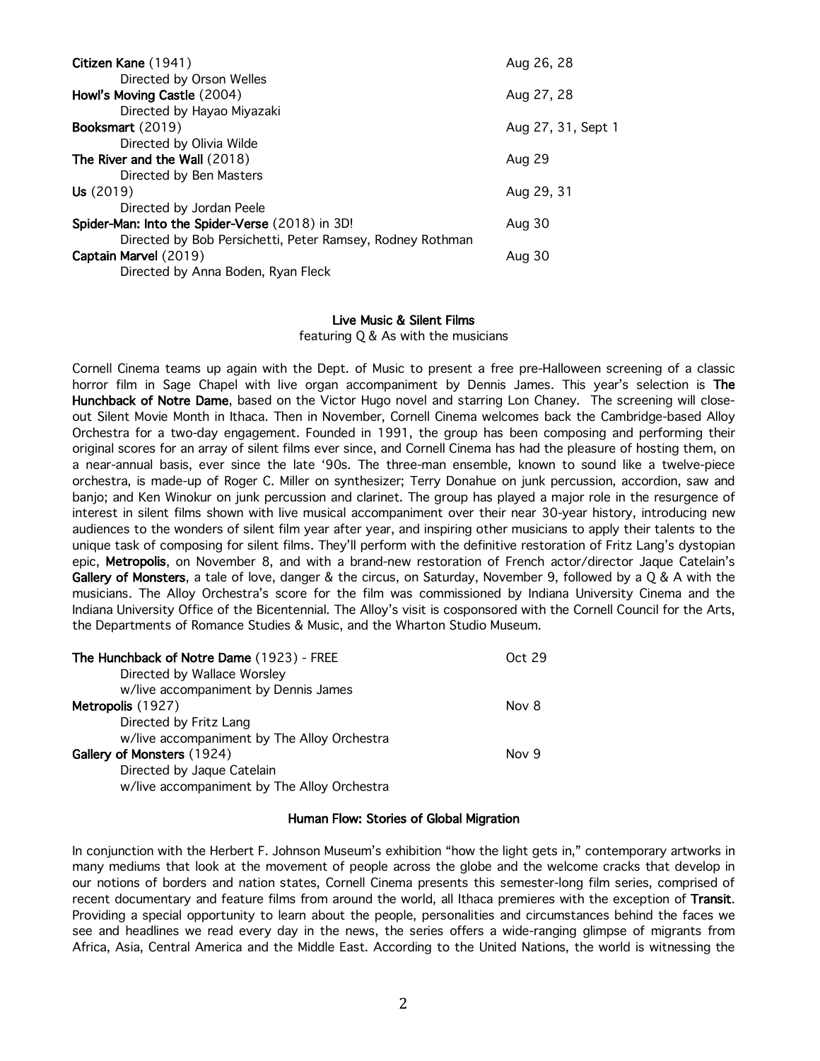**Citizen Kane** (1941) — Aug 26, 28
Directed by Orson Welles

**Howl's Moving Castle** (2004) — Aug 27, 28
Directed by Hayao Miyazaki

**Booksmart** (2019) — Aug 27, 31, Sept 1
Directed by Olivia Wilde

**The River and the Wall** (2018) — Aug 29
Directed by Ben Masters

**Us** (2019) — Aug 29, 31
Directed by Jordan Peele

**Spider-Man: Into the Spider-Verse** (2018) in 3D! — Aug 30
Directed by Bob Persichetti, Peter Ramsey, Rodney Rothman

**Captain Marvel** (2019) — Aug 30
Directed by Anna Boden, Ryan Fleck

## Live Music & Silent Films

featuring Q & As with the musicians

Cornell Cinema teams up again with the Dept. of Music to present a free pre-Halloween screening of a classic horror film in Sage Chapel with live organ accompaniment by Dennis James. This year's selection is **The Hunchback of Notre Dame**, based on the Victor Hugo novel and starring Lon Chaney. The screening will close-out Silent Movie Month in Ithaca. Then in November, Cornell Cinema welcomes back the Cambridge-based Alloy Orchestra for a two-day engagement. Founded in 1991, the group has been composing and performing their original scores for an array of silent films ever since, and Cornell Cinema has had the pleasure of hosting them, on a near-annual basis, ever since the late '90s. The three-man ensemble, known to sound like a twelve-piece orchestra, is made-up of Roger C. Miller on synthesizer; Terry Donahue on junk percussion, accordion, saw and banjo; and Ken Winokur on junk percussion and clarinet. The group has played a major role in the resurgence of interest in silent films shown with live musical accompaniment over their near 30-year history, introducing new audiences to the wonders of silent film year after year, and inspiring other musicians to apply their talents to the unique task of composing for silent films. They'll perform with the definitive restoration of Fritz Lang's dystopian epic, **Metropolis**, on November 8, and with a brand-new restoration of French actor/director Jaque Catelain's **Gallery of Monsters**, a tale of love, danger & the circus, on Saturday, November 9, followed by a Q & A with the musicians. The Alloy Orchestra's score for the film was commissioned by Indiana University Cinema and the Indiana University Office of the Bicentennial. The Alloy's visit is cosponsored with the Cornell Council for the Arts, the Departments of Romance Studies & Music, and the Wharton Studio Museum.

**The Hunchback of Notre Dame** (1923) - FREE — Oct 29
Directed by Wallace Worsley
w/live accompaniment by Dennis James

**Metropolis** (1927) — Nov 8
Directed by Fritz Lang
w/live accompaniment by The Alloy Orchestra

**Gallery of Monsters** (1924) — Nov 9
Directed by Jaque Catelain
w/live accompaniment by The Alloy Orchestra

## Human Flow: Stories of Global Migration

In conjunction with the Herbert F. Johnson Museum's exhibition "how the light gets in," contemporary artworks in many mediums that look at the movement of people across the globe and the welcome cracks that develop in our notions of borders and nation states, Cornell Cinema presents this semester-long film series, comprised of recent documentary and feature films from around the world, all Ithaca premieres with the exception of **Transit**. Providing a special opportunity to learn about the people, personalities and circumstances behind the faces we see and headlines we read every day in the news, the series offers a wide-ranging glimpse of migrants from Africa, Asia, Central America and the Middle East. According to the United Nations, the world is witnessing the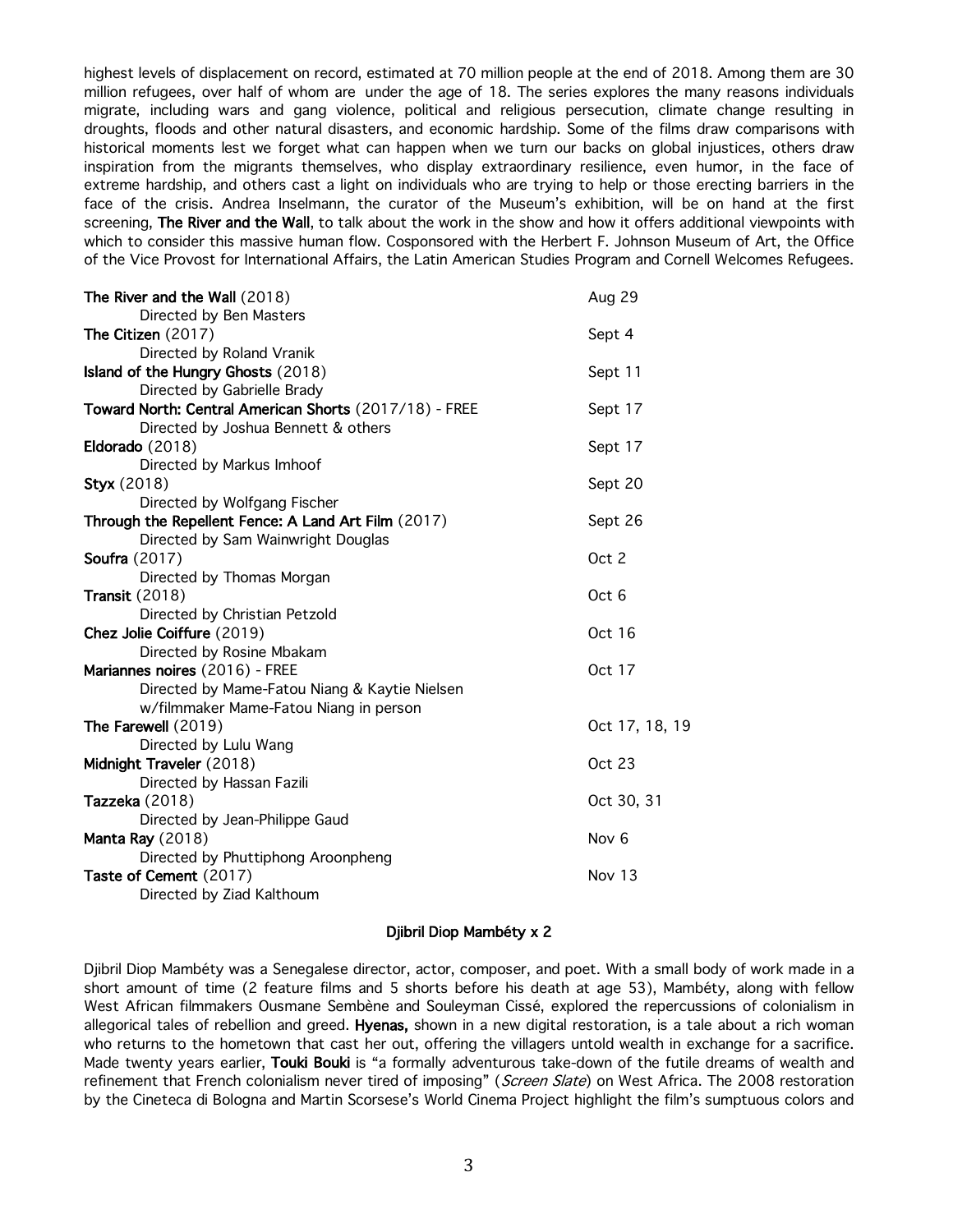highest levels of displacement on record, estimated at 70 million people at the end of 2018. Among them are 30 million refugees, over half of whom are under the age of 18. The series explores the many reasons individuals migrate, including wars and gang violence, political and religious persecution, climate change resulting in droughts, floods and other natural disasters, and economic hardship. Some of the films draw comparisons with historical moments lest we forget what can happen when we turn our backs on global injustices, others draw inspiration from the migrants themselves, who display extraordinary resilience, even humor, in the face of extreme hardship, and others cast a light on individuals who are trying to help or those erecting barriers in the face of the crisis. Andrea Inselmann, the curator of the Museum's exhibition, will be on hand at the first screening, **The River and the Wall**, to talk about the work in the show and how it offers additional viewpoints with which to consider this massive human flow. Cosponsored with the Herbert F. Johnson Museum of Art, the Office of the Vice Provost for International Affairs, the Latin American Studies Program and Cornell Welcomes Refugees.

| | |
|---|---|
| **The River and the Wall** (2018)<br>Directed by Ben Masters | Aug 29 |
| **The Citizen** (2017)<br>Directed by Roland Vranik | Sept 4 |
| **Island of the Hungry Ghosts** (2018)<br>Directed by Gabrielle Brady | Sept 11 |
| **Toward North: Central American Shorts** (2017/18) - FREE<br>Directed by Joshua Bennett & others | Sept 17 |
| **Eldorado** (2018)<br>Directed by Markus Imhoof | Sept 17 |
| **Styx** (2018)<br>Directed by Wolfgang Fischer | Sept 20 |
| **Through the Repellent Fence: A Land Art Film** (2017)<br>Directed by Sam Wainwright Douglas | Sept 26 |
| **Soufra** (2017)<br>Directed by Thomas Morgan | Oct 2 |
| **Transit** (2018)<br>Directed by Christian Petzold | Oct 6 |
| **Chez Jolie Coiffure** (2019)<br>Directed by Rosine Mbakam | Oct 16 |
| **Mariannes noires** (2016) - FREE<br>Directed by Mame-Fatou Niang & Kaytie Nielsen<br>w/filmmaker Mame-Fatou Niang in person | Oct 17 |
| **The Farewell** (2019)<br>Directed by Lulu Wang | Oct 17, 18, 19 |
| **Midnight Traveler** (2018)<br>Directed by Hassan Fazili | Oct 23 |
| **Tazzeka** (2018)<br>Directed by Jean-Philippe Gaud | Oct 30, 31 |
| **Manta Ray** (2018)<br>Directed by Phuttiphong Aroonpheng | Nov 6 |
| **Taste of Cement** (2017)<br>Directed by Ziad Kalthoum | Nov 13 |

## Djibril Diop Mambéty x 2

Djibril Diop Mambéty was a Senegalese director, actor, composer, and poet. With a small body of work made in a short amount of time (2 feature films and 5 shorts before his death at age 53), Mambéty, along with fellow West African filmmakers Ousmane Sembène and Souleyman Cissé, explored the repercussions of colonialism in allegorical tales of rebellion and greed. **Hyenas,** shown in a new digital restoration, is a tale about a rich woman who returns to the hometown that cast her out, offering the villagers untold wealth in exchange for a sacrifice. Made twenty years earlier, **Touki Bouki** is "a formally adventurous take-down of the futile dreams of wealth and refinement that French colonialism never tired of imposing" (*Screen Slate*) on West Africa. The 2008 restoration by the Cineteca di Bologna and Martin Scorsese's World Cinema Project highlight the film's sumptuous colors and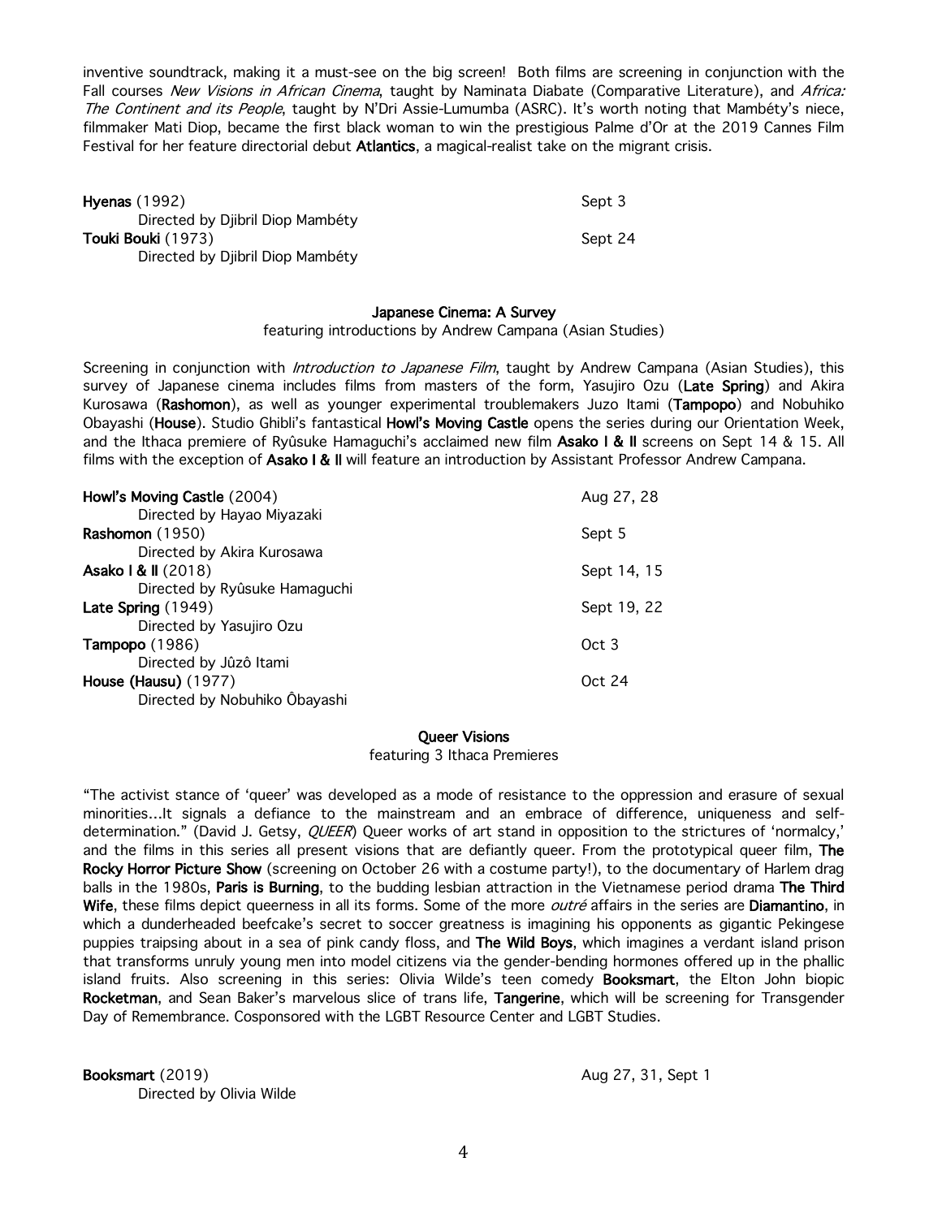inventive soundtrack, making it a must-see on the big screen! Both films are screening in conjunction with the Fall courses *New Visions in African Cinema*, taught by Naminata Diabate (Comparative Literature), and *Africa: The Continent and its People*, taught by N'Dri Assie-Lumumba (ASRC). It's worth noting that Mambéty's niece, filmmaker Mati Diop, became the first black woman to win the prestigious Palme d'Or at the 2019 Cannes Film Festival for her feature directorial debut **Atlantics**, a magical-realist take on the migrant crisis.

**Hyenas** (1992) — Sept 3
Directed by Djibril Diop Mambéty

**Touki Bouki** (1973) — Sept 24
Directed by Djibril Diop Mambéty

### Japanese Cinema: A Survey

featuring introductions by Andrew Campana (Asian Studies)

Screening in conjunction with *Introduction to Japanese Film*, taught by Andrew Campana (Asian Studies), this survey of Japanese cinema includes films from masters of the form, Yasujiro Ozu (**Late Spring**) and Akira Kurosawa (**Rashomon**), as well as younger experimental troublemakers Juzo Itami (**Tampopo**) and Nobuhiko Obayashi (**House**). Studio Ghibli's fantastical **Howl's Moving Castle** opens the series during our Orientation Week, and the Ithaca premiere of Ryûsuke Hamaguchi's acclaimed new film **Asako I & II** screens on Sept 14 & 15. All films with the exception of **Asako I & II** will feature an introduction by Assistant Professor Andrew Campana.

**Howl's Moving Castle** (2004) — Aug 27, 28
Directed by Hayao Miyazaki

**Rashomon** (1950) — Sept 5
Directed by Akira Kurosawa

**Asako I & II** (2018) — Sept 14, 15
Directed by Ryûsuke Hamaguchi

**Late Spring** (1949) — Sept 19, 22
Directed by Yasujiro Ozu

**Tampopo** (1986) — Oct 3
Directed by Jûzô Itami

**House (Hausu)** (1977) — Oct 24
Directed by Nobuhiko Ôbayashi

### Queer Visions

featuring 3 Ithaca Premieres

"The activist stance of 'queer' was developed as a mode of resistance to the oppression and erasure of sexual minorities…It signals a defiance to the mainstream and an embrace of difference, uniqueness and self-determination." (David J. Getsy, *QUEER*) Queer works of art stand in opposition to the strictures of 'normalcy,' and the films in this series all present visions that are defiantly queer. From the prototypical queer film, **The Rocky Horror Picture Show** (screening on October 26 with a costume party!), to the documentary of Harlem drag balls in the 1980s, **Paris is Burning**, to the budding lesbian attraction in the Vietnamese period drama **The Third Wife**, these films depict queerness in all its forms. Some of the more *outré* affairs in the series are **Diamantino**, in which a dunderheaded beefcake's secret to soccer greatness is imagining his opponents as gigantic Pekingese puppies traipsing about in a sea of pink candy floss, and **The Wild Boys**, which imagines a verdant island prison that transforms unruly young men into model citizens via the gender-bending hormones offered up in the phallic island fruits. Also screening in this series: Olivia Wilde's teen comedy **Booksmart**, the Elton John biopic **Rocketman**, and Sean Baker's marvelous slice of trans life, **Tangerine**, which will be screening for Transgender Day of Remembrance. Cosponsored with the LGBT Resource Center and LGBT Studies.

**Booksmart** (2019) — Aug 27, 31, Sept 1
Directed by Olivia Wilde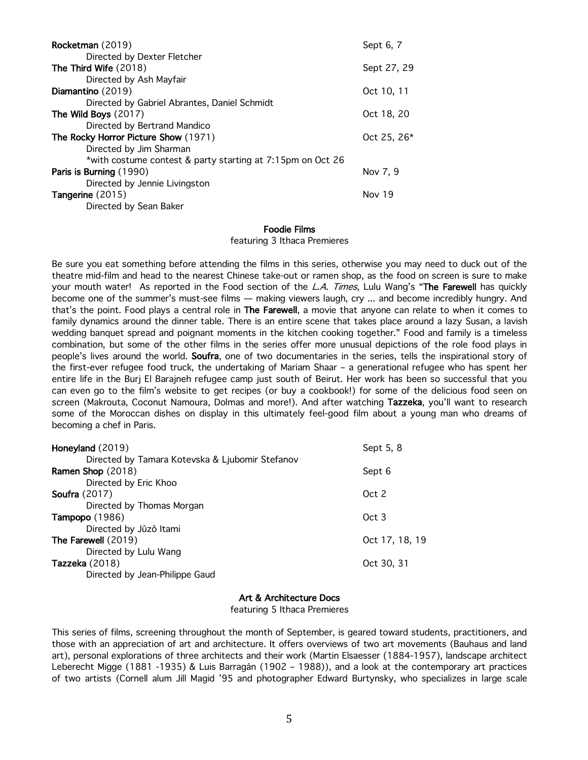**Rocketman** (2019) Sept 6, 7
Directed by Dexter Fletcher

**The Third Wife** (2018) Sept 27, 29
Directed by Ash Mayfair

**Diamantino** (2019) Oct 10, 11
Directed by Gabriel Abrantes, Daniel Schmidt

**The Wild Boys** (2017) Oct 18, 20
Directed by Bertrand Mandico

**The Rocky Horror Picture Show** (1971) Oct 25, 26*
Directed by Jim Sharman
*with costume contest & party starting at 7:15pm on Oct 26

**Paris is Burning** (1990) Nov 7, 9
Directed by Jennie Livingston

**Tangerine** (2015) Nov 19
Directed by Sean Baker

## Foodie Films

featuring 3 Ithaca Premieres

Be sure you eat something before attending the films in this series, otherwise you may need to duck out of the theatre mid-film and head to the nearest Chinese take-out or ramen shop, as the food on screen is sure to make your mouth water! As reported in the Food section of the *L.A. Times*, Lulu Wang's "**The Farewell** has quickly become one of the summer's must-see films — making viewers laugh, cry ... and become incredibly hungry. And that's the point. Food plays a central role in **The Farewell**, a movie that anyone can relate to when it comes to family dynamics around the dinner table. There is an entire scene that takes place around a lazy Susan, a lavish wedding banquet spread and poignant moments in the kitchen cooking together." Food and family is a timeless combination, but some of the other films in the series offer more unusual depictions of the role food plays in people's lives around the world. **Soufra**, one of two documentaries in the series, tells the inspirational story of the first-ever refugee food truck, the undertaking of Mariam Shaar – a generational refugee who has spent her entire life in the Burj El Barajneh refugee camp just south of Beirut. Her work has been so successful that you can even go to the film's website to get recipes (or buy a cookbook!) for some of the delicious food seen on screen (Makrouta, Coconut Namoura, Dolmas and more!). And after watching **Tazzeka**, you'll want to research some of the Moroccan dishes on display in this ultimately feel-good film about a young man who dreams of becoming a chef in Paris.

**Honeyland** (2019) Sept 5, 8
Directed by Tamara Kotevska & Ljubomir Stefanov

**Ramen Shop** (2018) Sept 6
Directed by Eric Khoo

**Soufra** (2017) Oct 2
Directed by Thomas Morgan

**Tampopo** (1986) Oct 3
Directed by Jûzô Itami

**The Farewell** (2019) Oct 17, 18, 19
Directed by Lulu Wang

**Tazzeka** (2018) Oct 30, 31
Directed by Jean-Philippe Gaud

## Art & Architecture Docs

featuring 5 Ithaca Premieres

This series of films, screening throughout the month of September, is geared toward students, practitioners, and those with an appreciation of art and architecture. It offers overviews of two art movements (Bauhaus and land art), personal explorations of three architects and their work (Martin Elsaesser (1884-1957), landscape architect Leberecht Migge (1881 -1935) & Luis Barragán (1902 – 1988)), and a look at the contemporary art practices of two artists (Cornell alum Jill Magid '95 and photographer Edward Burtynsky, who specializes in large scale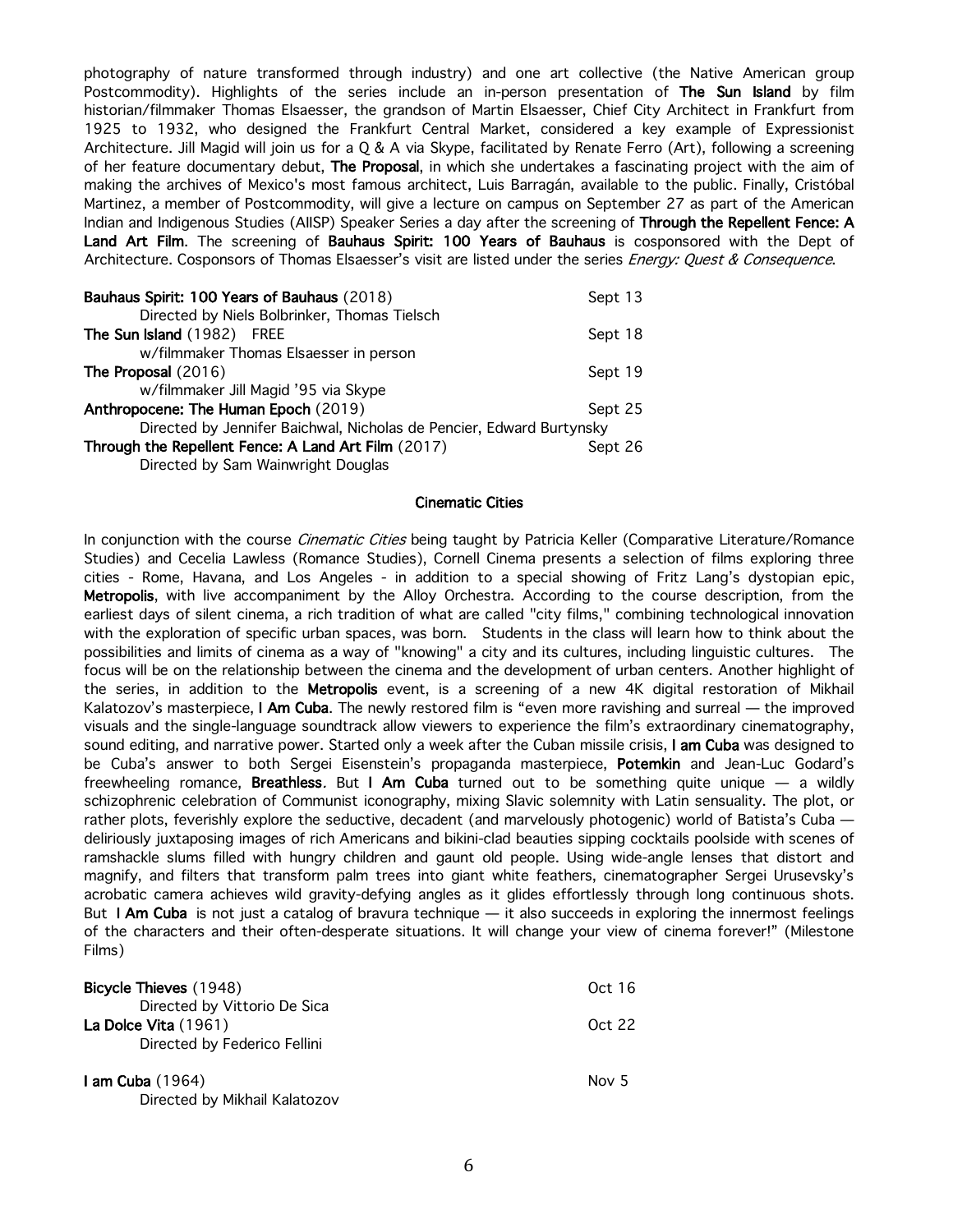photography of nature transformed through industry) and one art collective (the Native American group Postcommodity). Highlights of the series include an in-person presentation of **The Sun Island** by film historian/filmmaker Thomas Elsaesser, the grandson of Martin Elsaesser, Chief City Architect in Frankfurt from 1925 to 1932, who designed the Frankfurt Central Market, considered a key example of Expressionist Architecture. Jill Magid will join us for a Q & A via Skype, facilitated by Renate Ferro (Art), following a screening of her feature documentary debut, **The Proposal**, in which she undertakes a fascinating project with the aim of making the archives of Mexico's most famous architect, Luis Barragán, available to the public. Finally, Cristóbal Martinez, a member of Postcommodity, will give a lecture on campus on September 27 as part of the American Indian and Indigenous Studies (AIISP) Speaker Series a day after the screening of **Through the Repellent Fence: A Land Art Film**. The screening of **Bauhaus Spirit: 100 Years of Bauhaus** is cosponsored with the Dept of Architecture. Cosponsors of Thomas Elsaesser's visit are listed under the series *Energy: Quest & Consequence*.

| | |
|---|---|
| **Bauhaus Spirit: 100 Years of Bauhaus** (2018)<br>Directed by Niels Bolbrinker, Thomas Tielsch | Sept 13 |
| **The Sun Island** (1982) FREE<br>w/filmmaker Thomas Elsaesser in person | Sept 18 |
| **The Proposal** (2016)<br>w/filmmaker Jill Magid '95 via Skype | Sept 19 |
| **Anthropocene: The Human Epoch** (2019)<br>Directed by Jennifer Baichwal, Nicholas de Pencier, Edward Burtynsky | Sept 25 |
| **Through the Repellent Fence: A Land Art Film** (2017)<br>Directed by Sam Wainwright Douglas | Sept 26 |

## Cinematic Cities

In conjunction with the course *Cinematic Cities* being taught by Patricia Keller (Comparative Literature/Romance Studies) and Cecelia Lawless (Romance Studies), Cornell Cinema presents a selection of films exploring three cities - Rome, Havana, and Los Angeles - in addition to a special showing of Fritz Lang's dystopian epic, **Metropolis**, with live accompaniment by the Alloy Orchestra. According to the course description, from the earliest days of silent cinema, a rich tradition of what are called "city films," combining technological innovation with the exploration of specific urban spaces, was born. Students in the class will learn how to think about the possibilities and limits of cinema as a way of "knowing" a city and its cultures, including linguistic cultures. The focus will be on the relationship between the cinema and the development of urban centers. Another highlight of the series, in addition to the **Metropolis** event, is a screening of a new 4K digital restoration of Mikhail Kalatozov's masterpiece, **I Am Cuba**. The newly restored film is "even more ravishing and surreal — the improved visuals and the single-language soundtrack allow viewers to experience the film's extraordinary cinematography, sound editing, and narrative power. Started only a week after the Cuban missile crisis, **I am Cuba** was designed to be Cuba's answer to both Sergei Eisenstein's propaganda masterpiece, **Potemkin** and Jean-Luc Godard's freewheeling romance, **Breathless**. But **I Am Cuba** turned out to be something quite unique — a wildly schizophrenic celebration of Communist iconography, mixing Slavic solemnity with Latin sensuality. The plot, or rather plots, feverishly explore the seductive, decadent (and marvelously photogenic) world of Batista's Cuba — deliriously juxtaposing images of rich Americans and bikini-clad beauties sipping cocktails poolside with scenes of ramshackle slums filled with hungry children and gaunt old people. Using wide-angle lenses that distort and magnify, and filters that transform palm trees into giant white feathers, cinematographer Sergei Urusevsky's acrobatic camera achieves wild gravity-defying angles as it glides effortlessly through long continuous shots. But **I Am Cuba** is not just a catalog of bravura technique — it also succeeds in exploring the innermost feelings of the characters and their often-desperate situations. It will change your view of cinema forever!" (Milestone Films)

| | |
|---|---|
| **Bicycle Thieves** (1948)<br>Directed by Vittorio De Sica | Oct 16 |
| **La Dolce Vita** (1961)<br>Directed by Federico Fellini | Oct 22 |
| **I am Cuba** (1964)<br>Directed by Mikhail Kalatozov | Nov 5 |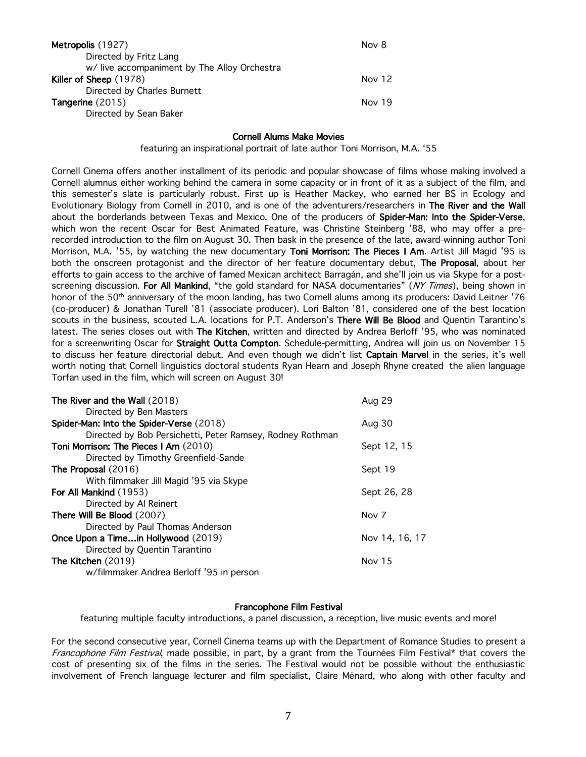| | |
|---|---|
| **Metropolis** (1927)<br>Directed by Fritz Lang<br>w/ live accompaniment by The Alloy Orchestra | Nov 8 |
| **Killer of Sheep** (1978)<br>Directed by Charles Burnett | Nov 12 |
| **Tangerine** (2015)<br>Directed by Sean Baker | Nov 19 |

### Cornell Alums Make Movies

featuring an inspirational portrait of late author Toni Morrison, M.A. '55

Cornell Cinema offers another installment of its periodic and popular showcase of films whose making involved a Cornell alumnus either working behind the camera in some capacity or in front of it as a subject of the film, and this semester's slate is particularly robust. First up is Heather Mackey, who earned her BS in Ecology and Evolutionary Biology from Cornell in 2010, and is one of the adventurers/researchers in **The River and the Wall** about the borderlands between Texas and Mexico. One of the producers of **Spider-Man: Into the Spider-Verse**, which won the recent Oscar for Best Animated Feature, was Christine Steinberg '88, who may offer a pre-recorded introduction to the film on August 30. Then bask in the presence of the late, award-winning author Toni Morrison, M.A. '55, by watching the new documentary **Toni Morrison: The Pieces I Am**. Artist Jill Magid '95 is both the onscreen protagonist and the director of her feature documentary debut, **The Proposal**, about her efforts to gain access to the archive of famed Mexican architect Barragán, and she'll join us via Skype for a post-screening discussion. **For All Mankind**, "the gold standard for NASA documentaries" (*NY Times*), being shown in honor of the 50th anniversary of the moon landing, has two Cornell alums among its producers: David Leitner '76 (co-producer) & Jonathan Turell '81 (associate producer). Lori Balton '81, considered one of the best location scouts in the business, scouted L.A. locations for P.T. Anderson's **There Will Be Blood** and Quentin Tarantino's latest. The series closes out with **The Kitchen**, written and directed by Andrea Berloff '95, who was nominated for a screenwriting Oscar for **Straight Outta Compton**. Schedule-permitting, Andrea will join us on November 15 to discuss her feature directorial debut. And even though we didn't list **Captain Marvel** in the series, it's well worth noting that Cornell linguistics doctoral students Ryan Hearn and Joseph Rhyne created the alien language Torfan used in the film, which will screen on August 30!

| | |
|---|---|
| **The River and the Wall** (2018)<br>Directed by Ben Masters | Aug 29 |
| **Spider-Man: Into the Spider-Verse** (2018)<br>Directed by Bob Persichetti, Peter Ramsey, Rodney Rothman | Aug 30 |
| **Toni Morrison: The Pieces I Am** (2010)<br>Directed by Timothy Greenfield-Sande | Sept 12, 15 |
| **The Proposal** (2016)<br>With filmmaker Jill Magid '95 via Skype | Sept 19 |
| **For All Mankind** (1953)<br>Directed by Al Reinert | Sept 26, 28 |
| **There Will Be Blood** (2007)<br>Directed by Paul Thomas Anderson | Nov 7 |
| **Once Upon a Time...in Hollywood** (2019)<br>Directed by Quentin Tarantino | Nov 14, 16, 17 |
| **The Kitchen** (2019)<br>w/filmmaker Andrea Berloff '95 in person | Nov 15 |

### Francophone Film Festival

featuring multiple faculty introductions, a panel discussion, a reception, live music events and more!

For the second consecutive year, Cornell Cinema teams up with the Department of Romance Studies to present a *Francophone Film Festival*, made possible, in part, by a grant from the Tournées Film Festival* that covers the cost of presenting six of the films in the series. The Festival would not be possible without the enthusiastic involvement of French language lecturer and film specialist, Claire Ménard, who along with other faculty and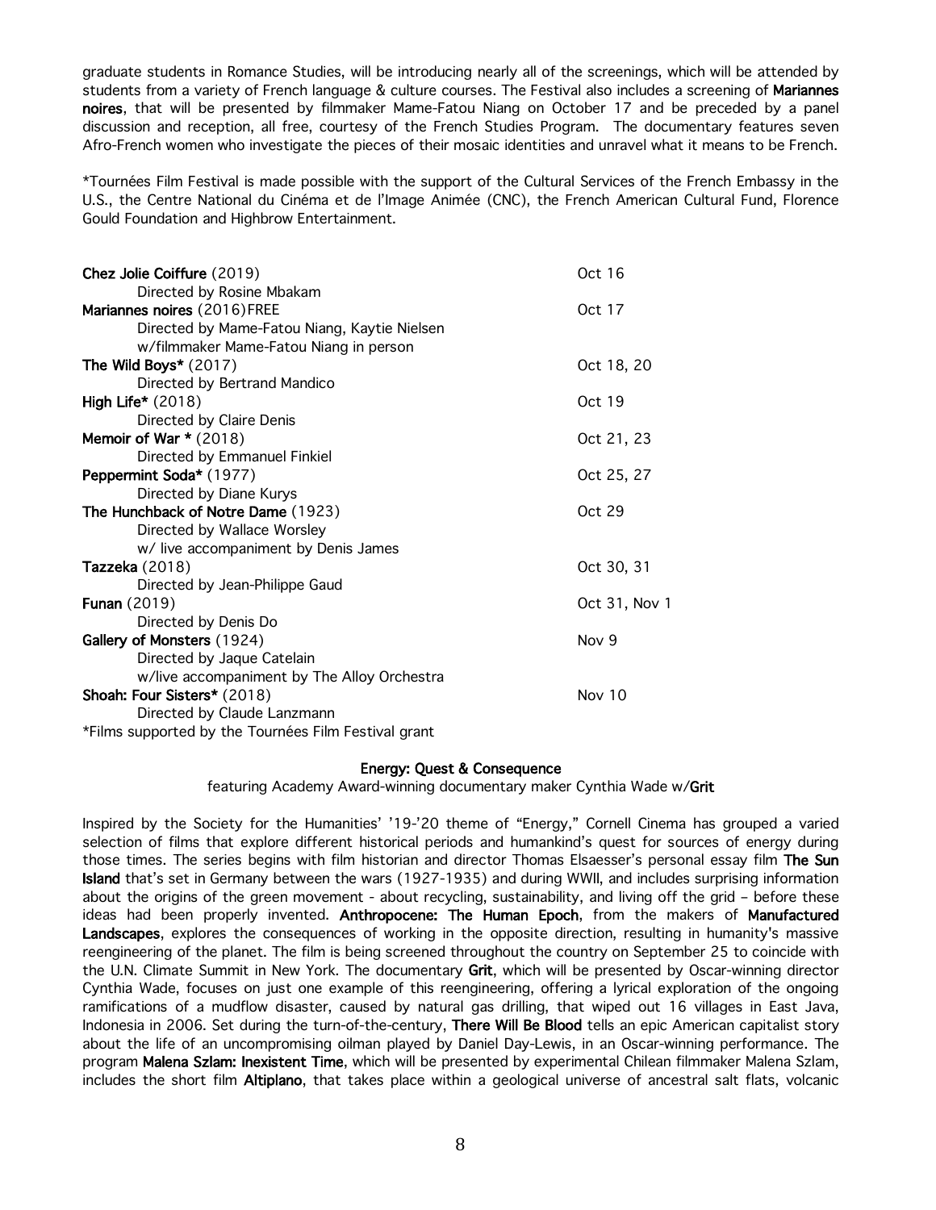graduate students in Romance Studies, will be introducing nearly all of the screenings, which will be attended by students from a variety of French language & culture courses. The Festival also includes a screening of **Mariannes noires**, that will be presented by filmmaker Mame-Fatou Niang on October 17 and be preceded by a panel discussion and reception, all free, courtesy of the French Studies Program. The documentary features seven Afro-French women who investigate the pieces of their mosaic identities and unravel what it means to be French.

*Tournées Film Festival is made possible with the support of the Cultural Services of the French Embassy in the U.S., the Centre National du Cinéma et de l'Image Animée (CNC), the French American Cultural Fund, Florence Gould Foundation and Highbrow Entertainment.

| | |
|---|---|
| **Chez Jolie Coiffure** (2019)<br>Directed by Rosine Mbakam | Oct 16 |
| **Mariannes noires** (2016) FREE<br>Directed by Mame-Fatou Niang, Kaytie Nielsen<br>w/filmmaker Mame-Fatou Niang in person | Oct 17 |
| **The Wild Boys*** (2017)<br>Directed by Bertrand Mandico | Oct 18, 20 |
| **High Life*** (2018)<br>Directed by Claire Denis | Oct 19 |
| **Memoir of War *** (2018)<br>Directed by Emmanuel Finkiel | Oct 21, 23 |
| **Peppermint Soda*** (1977)<br>Directed by Diane Kurys | Oct 25, 27 |
| **The Hunchback of Notre Dame** (1923)<br>Directed by Wallace Worsley<br>w/ live accompaniment by Denis James | Oct 29 |
| **Tazzeka** (2018)<br>Directed by Jean-Philippe Gaud | Oct 30, 31 |
| **Funan** (2019)<br>Directed by Denis Do | Oct 31, Nov 1 |
| **Gallery of Monsters** (1924)<br>Directed by Jaque Catelain<br>w/live accompaniment by The Alloy Orchestra | Nov 9 |
| **Shoah: Four Sisters*** (2018)<br>Directed by Claude Lanzmann | Nov 10 |

*Films supported by the Tournées Film Festival grant

## Energy: Quest & Consequence

featuring Academy Award-winning documentary maker Cynthia Wade w/**Grit**

Inspired by the Society for the Humanities' '19-'20 theme of "Energy," Cornell Cinema has grouped a varied selection of films that explore different historical periods and humankind's quest for sources of energy during those times. The series begins with film historian and director Thomas Elsaesser's personal essay film **The Sun Island** that's set in Germany between the wars (1927-1935) and during WWII, and includes surprising information about the origins of the green movement - about recycling, sustainability, and living off the grid – before these ideas had been properly invented. **Anthropocene: The Human Epoch**, from the makers of **Manufactured Landscapes**, explores the consequences of working in the opposite direction, resulting in humanity's massive reengineering of the planet. The film is being screened throughout the country on September 25 to coincide with the U.N. Climate Summit in New York. The documentary **Grit**, which will be presented by Oscar-winning director Cynthia Wade, focuses on just one example of this reengineering, offering a lyrical exploration of the ongoing ramifications of a mudflow disaster, caused by natural gas drilling, that wiped out 16 villages in East Java, Indonesia in 2006. Set during the turn-of-the-century, **There Will Be Blood** tells an epic American capitalist story about the life of an uncompromising oilman played by Daniel Day-Lewis, in an Oscar-winning performance. The program **Malena Szlam: Inexistent Time**, which will be presented by experimental Chilean filmmaker Malena Szlam, includes the short film **Altiplano**, that takes place within a geological universe of ancestral salt flats, volcanic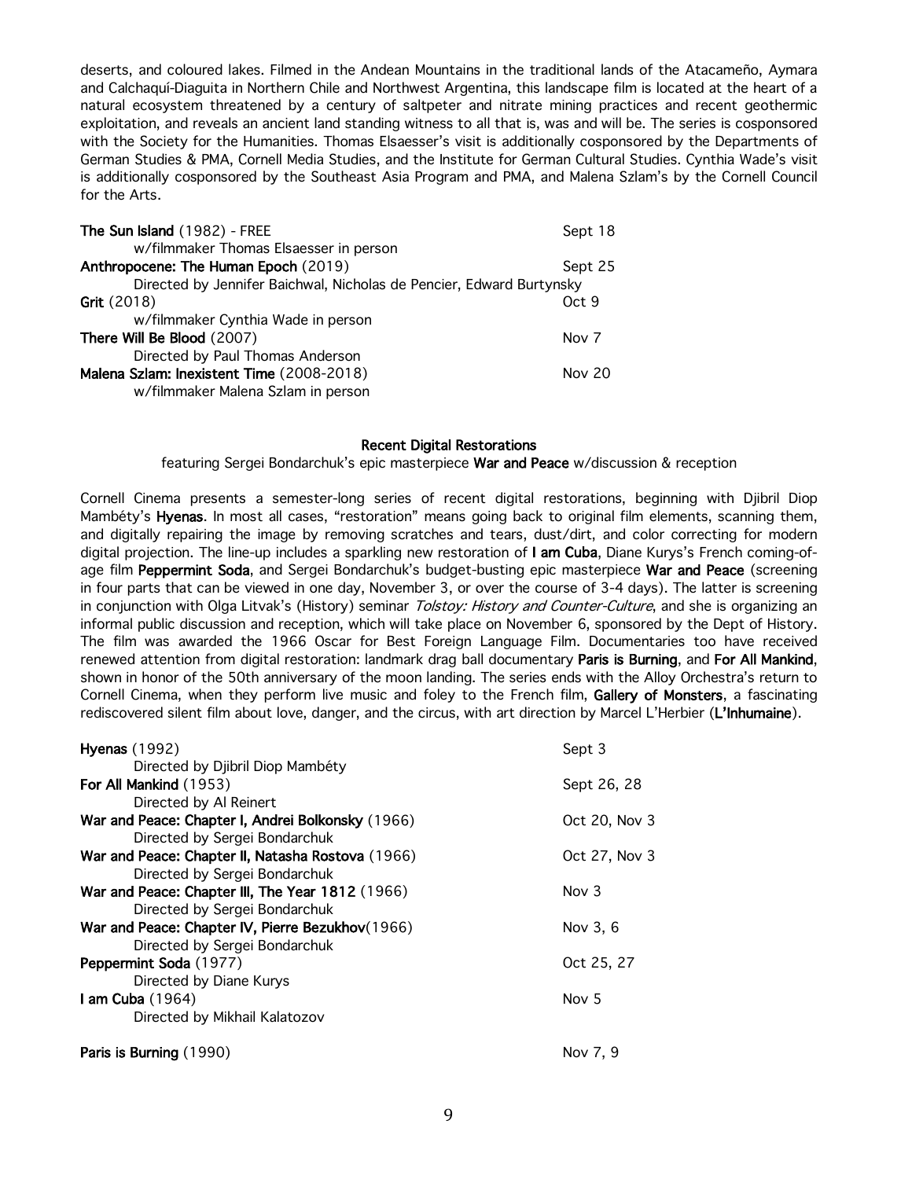deserts, and coloured lakes. Filmed in the Andean Mountains in the traditional lands of the Atacameño, Aymara and Calchaquí-Diaguita in Northern Chile and Northwest Argentina, this landscape film is located at the heart of a natural ecosystem threatened by a century of saltpeter and nitrate mining practices and recent geothermic exploitation, and reveals an ancient land standing witness to all that is, was and will be. The series is cosponsored with the Society for the Humanities. Thomas Elsaesser's visit is additionally cosponsored by the Departments of German Studies & PMA, Cornell Media Studies, and the Institute for German Cultural Studies. Cynthia Wade's visit is additionally cosponsored by the Southeast Asia Program and PMA, and Malena Szlam's by the Cornell Council for the Arts.

| | |
|---|---|
| **The Sun Island** (1982) - FREE<br>w/filmmaker Thomas Elsaesser in person | Sept 18 |
| **Anthropocene: The Human Epoch** (2019)<br>Directed by Jennifer Baichwal, Nicholas de Pencier, Edward Burtynsky | Sept 25 |
| **Grit** (2018)<br>w/filmmaker Cynthia Wade in person | Oct 9 |
| **There Will Be Blood** (2007)<br>Directed by Paul Thomas Anderson | Nov 7 |
| **Malena Szlam: Inexistent Time** (2008-2018)<br>w/filmmaker Malena Szlam in person | Nov 20 |

## Recent Digital Restorations

featuring Sergei Bondarchuk's epic masterpiece **War and Peace** w/discussion & reception

Cornell Cinema presents a semester-long series of recent digital restorations, beginning with Djibril Diop Mambéty's **Hyenas**. In most all cases, "restoration" means going back to original film elements, scanning them, and digitally repairing the image by removing scratches and tears, dust/dirt, and color correcting for modern digital projection. The line-up includes a sparkling new restoration of **I am Cuba**, Diane Kurys's French coming-of-age film **Peppermint Soda**, and Sergei Bondarchuk's budget-busting epic masterpiece **War and Peace** (screening in four parts that can be viewed in one day, November 3, or over the course of 3-4 days). The latter is screening in conjunction with Olga Litvak's (History) seminar *Tolstoy: History and Counter-Culture*, and she is organizing an informal public discussion and reception, which will take place on November 6, sponsored by the Dept of History. The film was awarded the 1966 Oscar for Best Foreign Language Film. Documentaries too have received renewed attention from digital restoration: landmark drag ball documentary **Paris is Burning**, and **For All Mankind**, shown in honor of the 50th anniversary of the moon landing. The series ends with the Alloy Orchestra's return to Cornell Cinema, when they perform live music and foley to the French film, **Gallery of Monsters**, a fascinating rediscovered silent film about love, danger, and the circus, with art direction by Marcel L'Herbier (**L'Inhumaine**).

| | |
|---|---|
| **Hyenas** (1992)<br>Directed by Djibril Diop Mambéty | Sept 3 |
| **For All Mankind** (1953)<br>Directed by Al Reinert | Sept 26, 28 |
| **War and Peace: Chapter I, Andrei Bolkonsky** (1966)<br>Directed by Sergei Bondarchuk | Oct 20, Nov 3 |
| **War and Peace: Chapter II, Natasha Rostova** (1966)<br>Directed by Sergei Bondarchuk | Oct 27, Nov 3 |
| **War and Peace: Chapter III, The Year 1812** (1966)<br>Directed by Sergei Bondarchuk | Nov 3 |
| **War and Peace: Chapter IV, Pierre Bezukhov**(1966)<br>Directed by Sergei Bondarchuk | Nov 3, 6 |
| **Peppermint Soda** (1977)<br>Directed by Diane Kurys | Oct 25, 27 |
| **I am Cuba** (1964)<br>Directed by Mikhail Kalatozov | Nov 5 |
| **Paris is Burning** (1990) | Nov 7, 9 |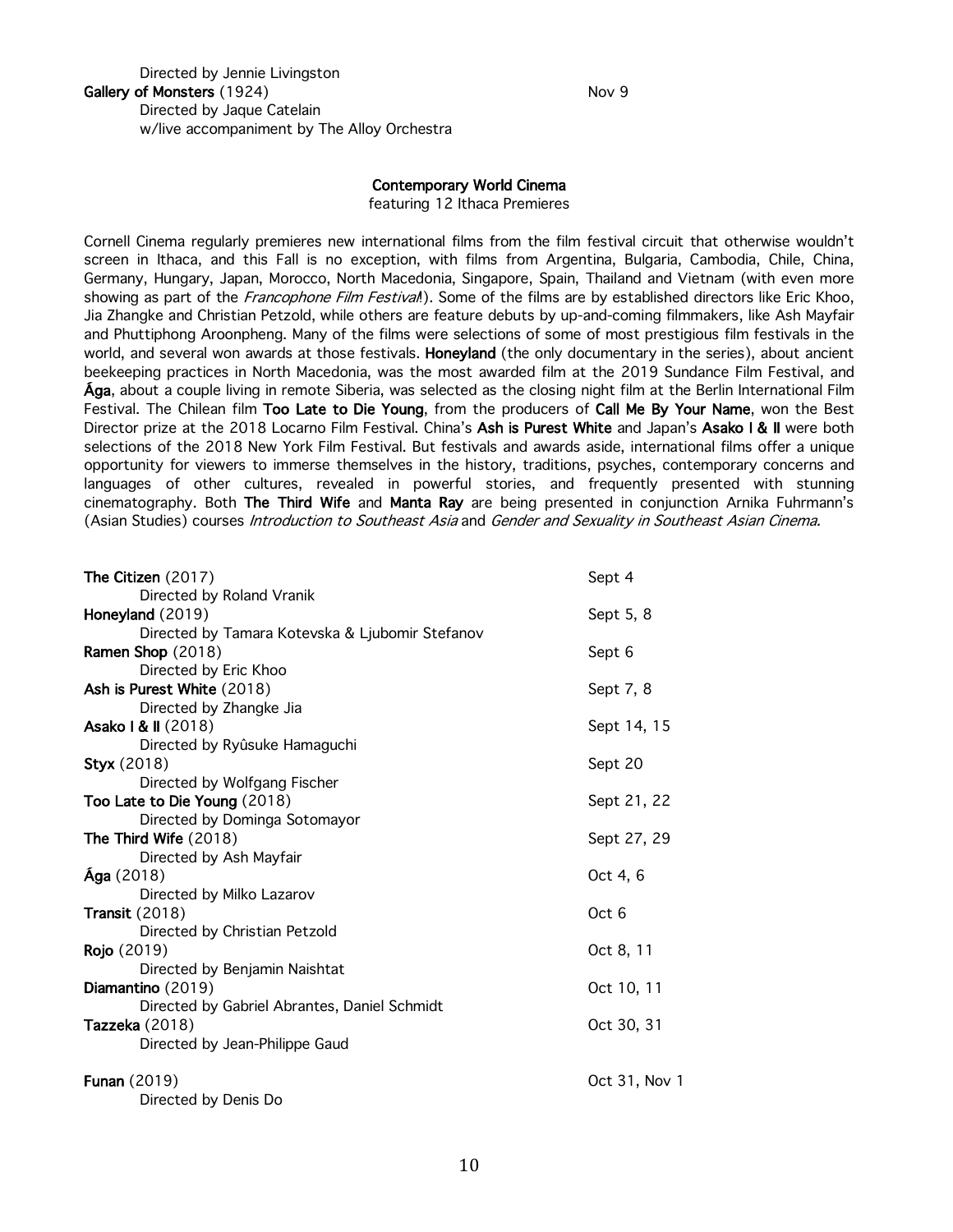Directed by Jennie Livingston

**Gallery of Monsters** (1924) Nov 9

Directed by Jaque Catelain
w/live accompaniment by The Alloy Orchestra

## Contemporary World Cinema

featuring 12 Ithaca Premieres

Cornell Cinema regularly premieres new international films from the film festival circuit that otherwise wouldn't screen in Ithaca, and this Fall is no exception, with films from Argentina, Bulgaria, Cambodia, Chile, China, Germany, Hungary, Japan, Morocco, North Macedonia, Singapore, Spain, Thailand and Vietnam (with even more showing as part of the *Francophone Film Festival*!). Some of the films are by established directors like Eric Khoo, Jia Zhangke and Christian Petzold, while others are feature debuts by up-and-coming filmmakers, like Ash Mayfair and Phuttiphong Aroonpheng. Many of the films were selections of some of most prestigious film festivals in the world, and several won awards at those festivals. **Honeyland** (the only documentary in the series), about ancient beekeeping practices in North Macedonia, was the most awarded film at the 2019 Sundance Film Festival, and **Ága**, about a couple living in remote Siberia, was selected as the closing night film at the Berlin International Film Festival. The Chilean film **Too Late to Die Young**, from the producers of **Call Me By Your Name**, won the Best Director prize at the 2018 Locarno Film Festival. China's **Ash is Purest White** and Japan's **Asako I & II** were both selections of the 2018 New York Film Festival. But festivals and awards aside, international films offer a unique opportunity for viewers to immerse themselves in the history, traditions, psyches, contemporary concerns and languages of other cultures, revealed in powerful stories, and frequently presented with stunning cinematography. Both **The Third Wife** and **Manta Ray** are being presented in conjunction Arnika Fuhrmann's (Asian Studies) courses *Introduction to Southeast Asia* and *Gender and Sexuality in Southeast Asian Cinema.*

**The Citizen** (2017) Sept 4
Directed by Roland Vranik

**Honeyland** (2019) Sept 5, 8
Directed by Tamara Kotevska & Ljubomir Stefanov

**Ramen Shop** (2018) Sept 6
Directed by Eric Khoo

**Ash is Purest White** (2018) Sept 7, 8
Directed by Zhangke Jia

**Asako I & II** (2018) Sept 14, 15
Directed by Ryûsuke Hamaguchi

**Styx** (2018) Sept 20
Directed by Wolfgang Fischer

**Too Late to Die Young** (2018) Sept 21, 22
Directed by Dominga Sotomayor

**The Third Wife** (2018) Sept 27, 29
Directed by Ash Mayfair

**Ága** (2018) Oct 4, 6
Directed by Milko Lazarov

**Transit** (2018) Oct 6
Directed by Christian Petzold

**Rojo** (2019) Oct 8, 11
Directed by Benjamin Naishtat

**Diamantino** (2019) Oct 10, 11
Directed by Gabriel Abrantes, Daniel Schmidt

**Tazzeka** (2018) Oct 30, 31
Directed by Jean-Philippe Gaud

**Funan** (2019) Oct 31, Nov 1
Directed by Denis Do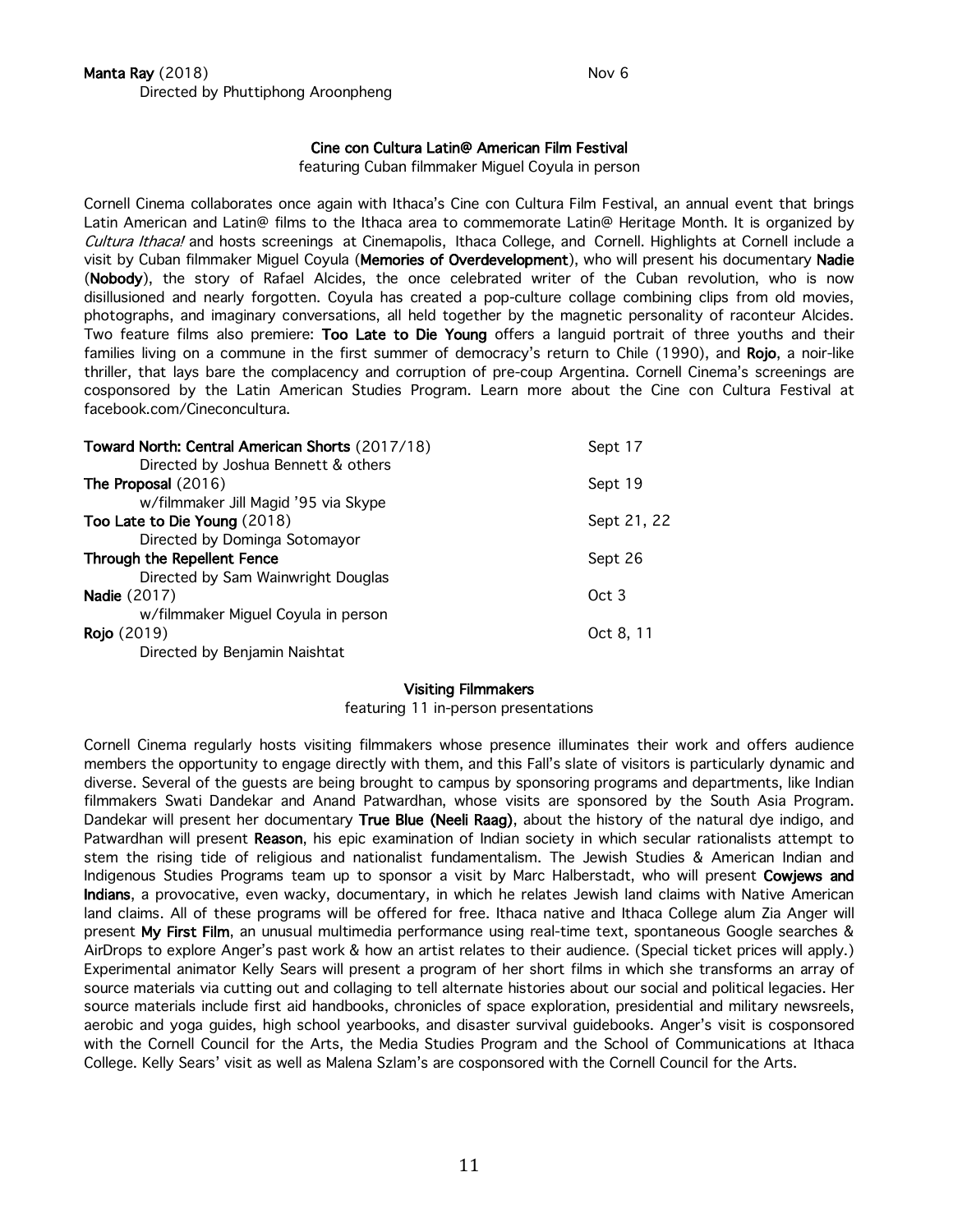**Manta Ray** (2018) Nov 6
Directed by Phuttiphong Aroonpheng

### Cine con Cultura Latin@ American Film Festival

featuring Cuban filmmaker Miguel Coyula in person

Cornell Cinema collaborates once again with Ithaca's Cine con Cultura Film Festival, an annual event that brings Latin American and Latin@ films to the Ithaca area to commemorate Latin@ Heritage Month. It is organized by *Cultura Ithaca!* and hosts screenings at Cinemapolis, Ithaca College, and Cornell. Highlights at Cornell include a visit by Cuban filmmaker Miguel Coyula (**Memories of Overdevelopment**), who will present his documentary **Nadie** (**Nobody**), the story of Rafael Alcides, the once celebrated writer of the Cuban revolution, who is now disillusioned and nearly forgotten. Coyula has created a pop-culture collage combining clips from old movies, photographs, and imaginary conversations, all held together by the magnetic personality of raconteur Alcides. Two feature films also premiere: **Too Late to Die Young** offers a languid portrait of three youths and their families living on a commune in the first summer of democracy's return to Chile (1990), and **Rojo**, a noir-like thriller, that lays bare the complacency and corruption of pre-coup Argentina. Cornell Cinema's screenings are cosponsored by the Latin American Studies Program. Learn more about the Cine con Cultura Festival at facebook.com/Cineconcultura.

| | |
|---|---|
| **Toward North: Central American Shorts** (2017/18)<br>Directed by Joshua Bennett & others | Sept 17 |
| **The Proposal** (2016)<br>w/filmmaker Jill Magid '95 via Skype | Sept 19 |
| **Too Late to Die Young** (2018)<br>Directed by Dominga Sotomayor | Sept 21, 22 |
| **Through the Repellent Fence**<br>Directed by Sam Wainwright Douglas | Sept 26 |
| **Nadie** (2017)<br>w/filmmaker Miguel Coyula in person | Oct 3 |
| **Rojo** (2019)<br>Directed by Benjamin Naishtat | Oct 8, 11 |

### Visiting Filmmakers

featuring 11 in-person presentations

Cornell Cinema regularly hosts visiting filmmakers whose presence illuminates their work and offers audience members the opportunity to engage directly with them, and this Fall's slate of visitors is particularly dynamic and diverse. Several of the guests are being brought to campus by sponsoring programs and departments, like Indian filmmakers Swati Dandekar and Anand Patwardhan, whose visits are sponsored by the South Asia Program. Dandekar will present her documentary **True Blue (Neeli Raag)**, about the history of the natural dye indigo, and Patwardhan will present **Reason**, his epic examination of Indian society in which secular rationalists attempt to stem the rising tide of religious and nationalist fundamentalism. The Jewish Studies & American Indian and Indigenous Studies Programs team up to sponsor a visit by Marc Halberstadt, who will present **Cowjews and Indians**, a provocative, even wacky, documentary, in which he relates Jewish land claims with Native American land claims. All of these programs will be offered for free. Ithaca native and Ithaca College alum Zia Anger will present **My First Film**, an unusual multimedia performance using real-time text, spontaneous Google searches & AirDrops to explore Anger's past work & how an artist relates to their audience. (Special ticket prices will apply.) Experimental animator Kelly Sears will present a program of her short films in which she transforms an array of source materials via cutting out and collaging to tell alternate histories about our social and political legacies. Her source materials include first aid handbooks, chronicles of space exploration, presidential and military newsreels, aerobic and yoga guides, high school yearbooks, and disaster survival guidebooks. Anger's visit is cosponsored with the Cornell Council for the Arts, the Media Studies Program and the School of Communications at Ithaca College. Kelly Sears' visit as well as Malena Szlam's are cosponsored with the Cornell Council for the Arts.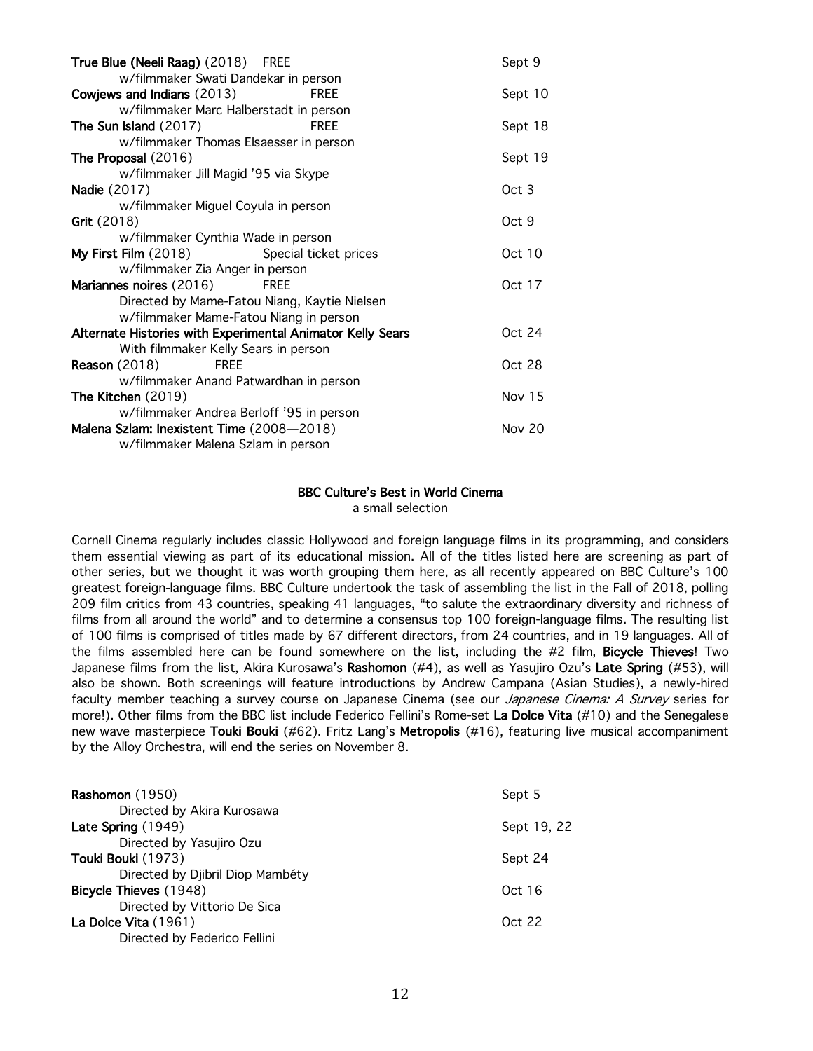**True Blue (Neeli Raag)** (2018) FREE — Sept 9
w/filmmaker Swati Dandekar in person

**Cowjews and Indians** (2013) FREE — Sept 10
w/filmmaker Marc Halberstadt in person

**The Sun Island** (2017) FREE — Sept 18
w/filmmaker Thomas Elsaesser in person

**The Proposal** (2016) — Sept 19
w/filmmaker Jill Magid '95 via Skype

**Nadie** (2017) — Oct 3
w/filmmaker Miguel Coyula in person

**Grit** (2018) — Oct 9
w/filmmaker Cynthia Wade in person

**My First Film** (2018) Special ticket prices — Oct 10
w/filmmaker Zia Anger in person

**Mariannes noires** (2016) FREE — Oct 17
Directed by Mame-Fatou Niang, Kaytie Nielsen
w/filmmaker Mame-Fatou Niang in person

**Alternate Histories with Experimental Animator Kelly Sears** — Oct 24
With filmmaker Kelly Sears in person

**Reason** (2018) FREE — Oct 28
w/filmmaker Anand Patwardhan in person

**The Kitchen** (2019) — Nov 15
w/filmmaker Andrea Berloff '95 in person

**Malena Szlam: Inexistent Time** (2008—2018) — Nov 20
w/filmmaker Malena Szlam in person

## BBC Culture's Best in World Cinema

a small selection

Cornell Cinema regularly includes classic Hollywood and foreign language films in its programming, and considers them essential viewing as part of its educational mission. All of the titles listed here are screening as part of other series, but we thought it was worth grouping them here, as all recently appeared on BBC Culture's 100 greatest foreign-language films. BBC Culture undertook the task of assembling the list in the Fall of 2018, polling 209 film critics from 43 countries, speaking 41 languages, "to salute the extraordinary diversity and richness of films from all around the world" and to determine a consensus top 100 foreign-language films. The resulting list of 100 films is comprised of titles made by 67 different directors, from 24 countries, and in 19 languages. All of the films assembled here can be found somewhere on the list, including the #2 film, **Bicycle Thieves**! Two Japanese films from the list, Akira Kurosawa's **Rashomon** (#4), as well as Yasujiro Ozu's **Late Spring** (#53), will also be shown. Both screenings will feature introductions by Andrew Campana (Asian Studies), a newly-hired faculty member teaching a survey course on Japanese Cinema (see our *Japanese Cinema: A Survey* series for more!). Other films from the BBC list include Federico Fellini's Rome-set **La Dolce Vita** (#10) and the Senegalese new wave masterpiece **Touki Bouki** (#62). Fritz Lang's **Metropolis** (#16), featuring live musical accompaniment by the Alloy Orchestra, will end the series on November 8.

**Rashomon** (1950) — Sept 5
Directed by Akira Kurosawa

**Late Spring** (1949) — Sept 19, 22
Directed by Yasujiro Ozu

**Touki Bouki** (1973) — Sept 24
Directed by Djibril Diop Mambéty

**Bicycle Thieves** (1948) — Oct 16
Directed by Vittorio De Sica

**La Dolce Vita** (1961) — Oct 22
Directed by Federico Fellini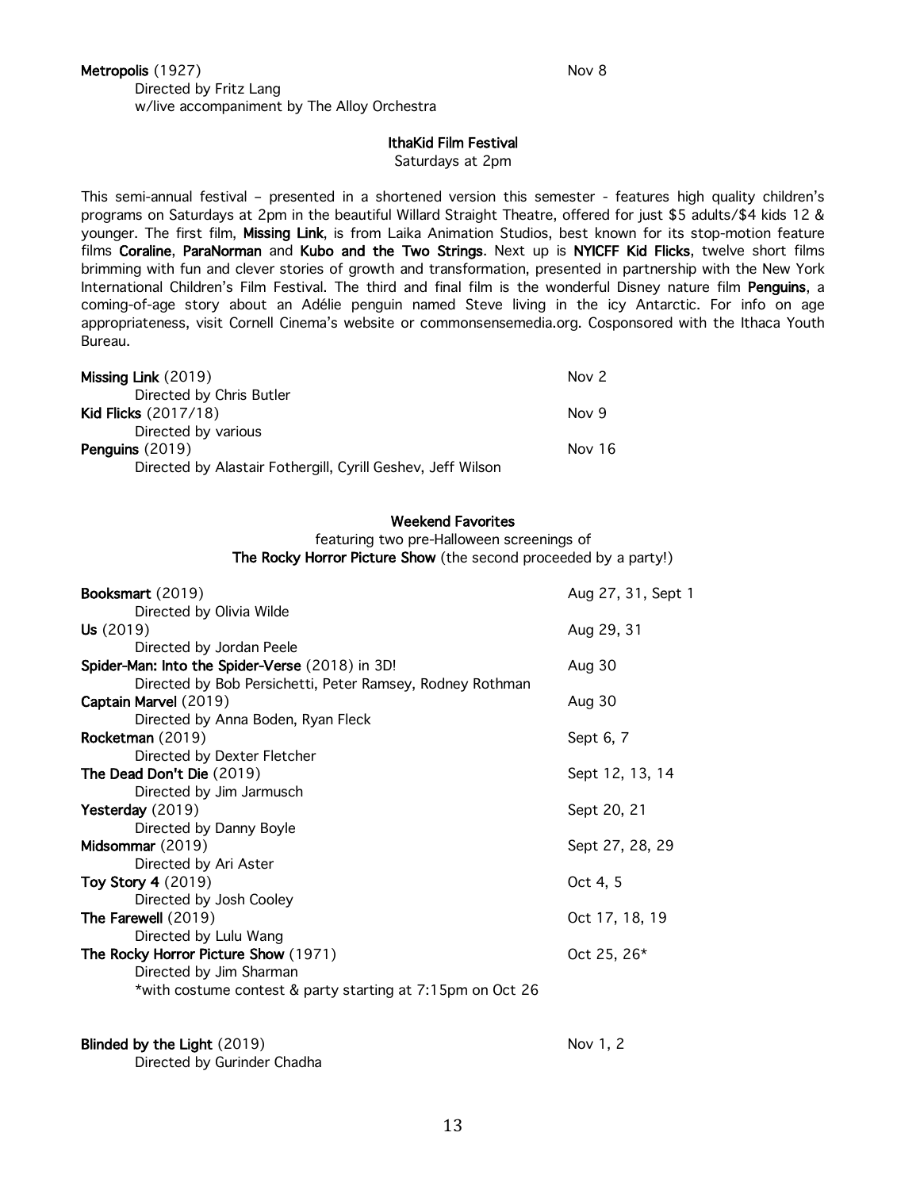**Metropolis** (1927) Nov 8
Directed by Fritz Lang
w/live accompaniment by The Alloy Orchestra

## IthaKid Film Festival

Saturdays at 2pm

This semi-annual festival – presented in a shortened version this semester - features high quality children's programs on Saturdays at 2pm in the beautiful Willard Straight Theatre, offered for just $5 adults/$4 kids 12 & younger. The first film, **Missing Link**, is from Laika Animation Studios, best known for its stop-motion feature films **Coraline**, **ParaNorman** and **Kubo and the Two Strings**. Next up is **NYICFF Kid Flicks**, twelve short films brimming with fun and clever stories of growth and transformation, presented in partnership with the New York International Children's Film Festival. The third and final film is the wonderful Disney nature film **Penguins**, a coming-of-age story about an Adélie penguin named Steve living in the icy Antarctic. For info on age appropriateness, visit Cornell Cinema's website or commonsensemedia.org. Cosponsored with the Ithaca Youth Bureau.

| | |
|---|---|
| **Missing Link** (2019)<br>Directed by Chris Butler | Nov 2 |
| **Kid Flicks** (2017/18)<br>Directed by various | Nov 9 |
| **Penguins** (2019)<br>Directed by Alastair Fothergill, Cyrill Geshev, Jeff Wilson | Nov 16 |

## Weekend Favorites

featuring two pre-Halloween screenings of
**The Rocky Horror Picture Show** (the second proceeded by a party!)

| | |
|---|---|
| **Booksmart** (2019)<br>Directed by Olivia Wilde | Aug 27, 31, Sept 1 |
| **Us** (2019)<br>Directed by Jordan Peele | Aug 29, 31 |
| **Spider-Man: Into the Spider-Verse** (2018) in 3D!<br>Directed by Bob Persichetti, Peter Ramsey, Rodney Rothman | Aug 30 |
| **Captain Marvel** (2019)<br>Directed by Anna Boden, Ryan Fleck | Aug 30 |
| **Rocketman** (2019)<br>Directed by Dexter Fletcher | Sept 6, 7 |
| **The Dead Don't Die** (2019)<br>Directed by Jim Jarmusch | Sept 12, 13, 14 |
| **Yesterday** (2019)<br>Directed by Danny Boyle | Sept 20, 21 |
| **Midsommar** (2019)<br>Directed by Ari Aster | Sept 27, 28, 29 |
| **Toy Story 4** (2019)<br>Directed by Josh Cooley | Oct 4, 5 |
| **The Farewell** (2019)<br>Directed by Lulu Wang | Oct 17, 18, 19 |
| **The Rocky Horror Picture Show** (1971)<br>Directed by Jim Sharman<br>*with costume contest & party starting at 7:15pm on Oct 26 | Oct 25, 26* |
| **Blinded by the Light** (2019)<br>Directed by Gurinder Chadha | Nov 1, 2 |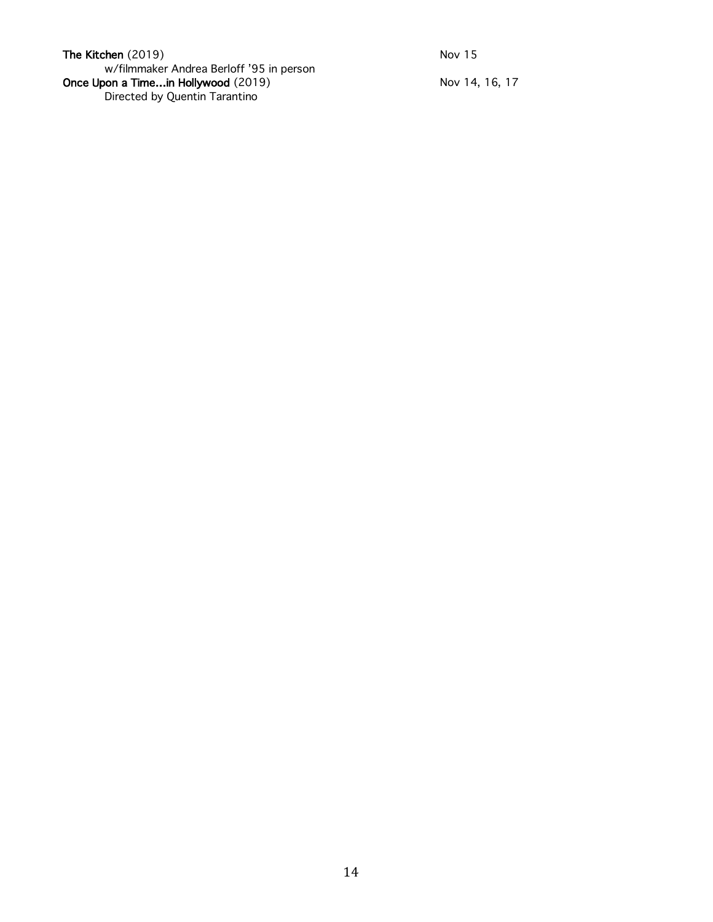**The Kitchen** (2019) Nov 15

w/filmmaker Andrea Berloff '95 in person

**Once Upon a Time…in Hollywood** (2019) Nov 14, 16, 17

Directed by Quentin Tarantino